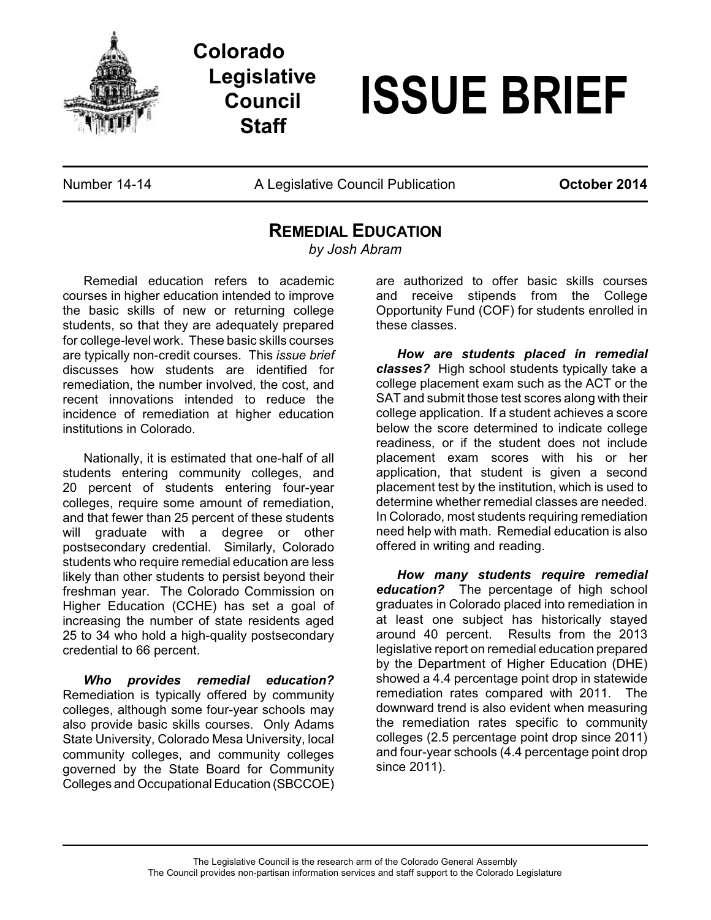# Colorado Legislative Council Staff

# ISSUE BRIEF

Number 14-14 | A Legislative Council Publication | **October 2014**

## REMEDIAL EDUCATION

*by Josh Abram*

Remedial education refers to academic courses in higher education intended to improve the basic skills of new or returning college students, so that they are adequately prepared for college-level work. These basic skills courses are typically non-credit courses. This *issue brief* discusses how students are identified for remediation, the number involved, the cost, and recent innovations intended to reduce the incidence of remediation at higher education institutions in Colorado.

Nationally, it is estimated that one-half of all students entering community colleges, and 20 percent of students entering four-year colleges, require some amount of remediation, and that fewer than 25 percent of these students will graduate with a degree or other postsecondary credential. Similarly, Colorado students who require remedial education are less likely than other students to persist beyond their freshman year. The Colorado Commission on Higher Education (CCHE) has set a goal of increasing the number of state residents aged 25 to 34 who hold a high-quality postsecondary credential to 66 percent.

***Who provides remedial education?*** Remediation is typically offered by community colleges, although some four-year schools may also provide basic skills courses. Only Adams State University, Colorado Mesa University, local community colleges, and community colleges governed by the State Board for Community Colleges and Occupational Education (SBCCOE) are authorized to offer basic skills courses and receive stipends from the College Opportunity Fund (COF) for students enrolled in these classes.

***How are students placed in remedial classes?*** High school students typically take a college placement exam such as the ACT or the SAT and submit those test scores along with their college application. If a student achieves a score below the score determined to indicate college readiness, or if the student does not include placement exam scores with his or her application, that student is given a second placement test by the institution, which is used to determine whether remedial classes are needed. In Colorado, most students requiring remediation need help with math. Remedial education is also offered in writing and reading.

***How many students require remedial education?*** The percentage of high school graduates in Colorado placed into remediation in at least one subject has historically stayed around 40 percent. Results from the 2013 legislative report on remedial education prepared by the Department of Higher Education (DHE) showed a 4.4 percentage point drop in statewide remediation rates compared with 2011. The downward trend is also evident when measuring the remediation rates specific to community colleges (2.5 percentage point drop since 2011) and four-year schools (4.4 percentage point drop since 2011).

The Legislative Council is the research arm of the Colorado General Assembly
The Council provides non-partisan information services and staff support to the Colorado Legislature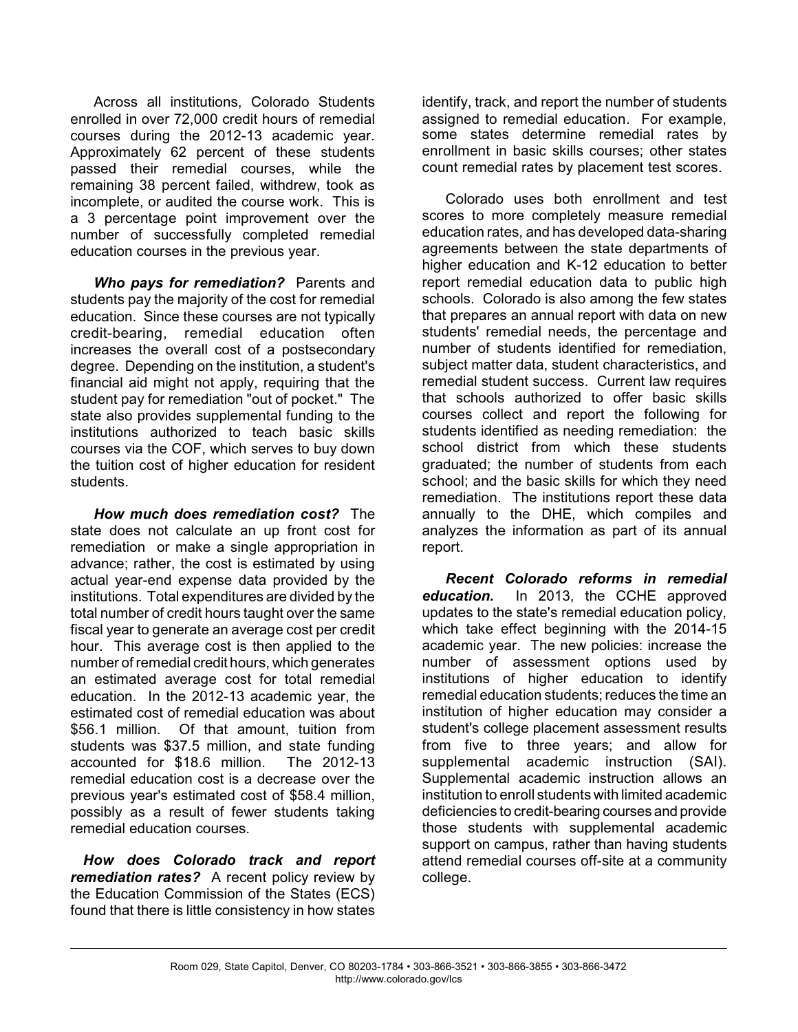Across all institutions, Colorado Students enrolled in over 72,000 credit hours of remedial courses during the 2012-13 academic year. Approximately 62 percent of these students passed their remedial courses, while the remaining 38 percent failed, withdrew, took as incomplete, or audited the course work. This is a 3 percentage point improvement over the number of successfully completed remedial education courses in the previous year.

***Who pays for remediation?*** Parents and students pay the majority of the cost for remedial education. Since these courses are not typically credit-bearing, remedial education often increases the overall cost of a postsecondary degree. Depending on the institution, a student's financial aid might not apply, requiring that the student pay for remediation "out of pocket." The state also provides supplemental funding to the institutions authorized to teach basic skills courses via the COF, which serves to buy down the tuition cost of higher education for resident students.

***How much does remediation cost?*** The state does not calculate an up front cost for remediation or make a single appropriation in advance; rather, the cost is estimated by using actual year-end expense data provided by the institutions. Total expenditures are divided by the total number of credit hours taught over the same fiscal year to generate an average cost per credit hour. This average cost is then applied to the number of remedial credit hours, which generates an estimated average cost for total remedial education. In the 2012-13 academic year, the estimated cost of remedial education was about \$56.1 million. Of that amount, tuition from students was \$37.5 million, and state funding accounted for \$18.6 million. The 2012-13 remedial education cost is a decrease over the previous year's estimated cost of \$58.4 million, possibly as a result of fewer students taking remedial education courses.

***How does Colorado track and report remediation rates?*** A recent policy review by the Education Commission of the States (ECS) found that there is little consistency in how states identify, track, and report the number of students assigned to remedial education. For example, some states determine remedial rates by enrollment in basic skills courses; other states count remedial rates by placement test scores.

Colorado uses both enrollment and test scores to more completely measure remedial education rates, and has developed data-sharing agreements between the state departments of higher education and K-12 education to better report remedial education data to public high schools. Colorado is also among the few states that prepares an annual report with data on new students' remedial needs, the percentage and number of students identified for remediation, subject matter data, student characteristics, and remedial student success. Current law requires that schools authorized to offer basic skills courses collect and report the following for students identified as needing remediation: the school district from which these students graduated; the number of students from each school; and the basic skills for which they need remediation. The institutions report these data annually to the DHE, which compiles and analyzes the information as part of its annual report.

***Recent Colorado reforms in remedial education.*** In 2013, the CCHE approved updates to the state's remedial education policy, which take effect beginning with the 2014-15 academic year. The new policies: increase the number of assessment options used by institutions of higher education to identify remedial education students; reduces the time an institution of higher education may consider a student's college placement assessment results from five to three years; and allow for supplemental academic instruction (SAI). Supplemental academic instruction allows an institution to enroll students with limited academic deficiencies to credit-bearing courses and provide those students with supplemental academic support on campus, rather than having students attend remedial courses off-site at a community college.